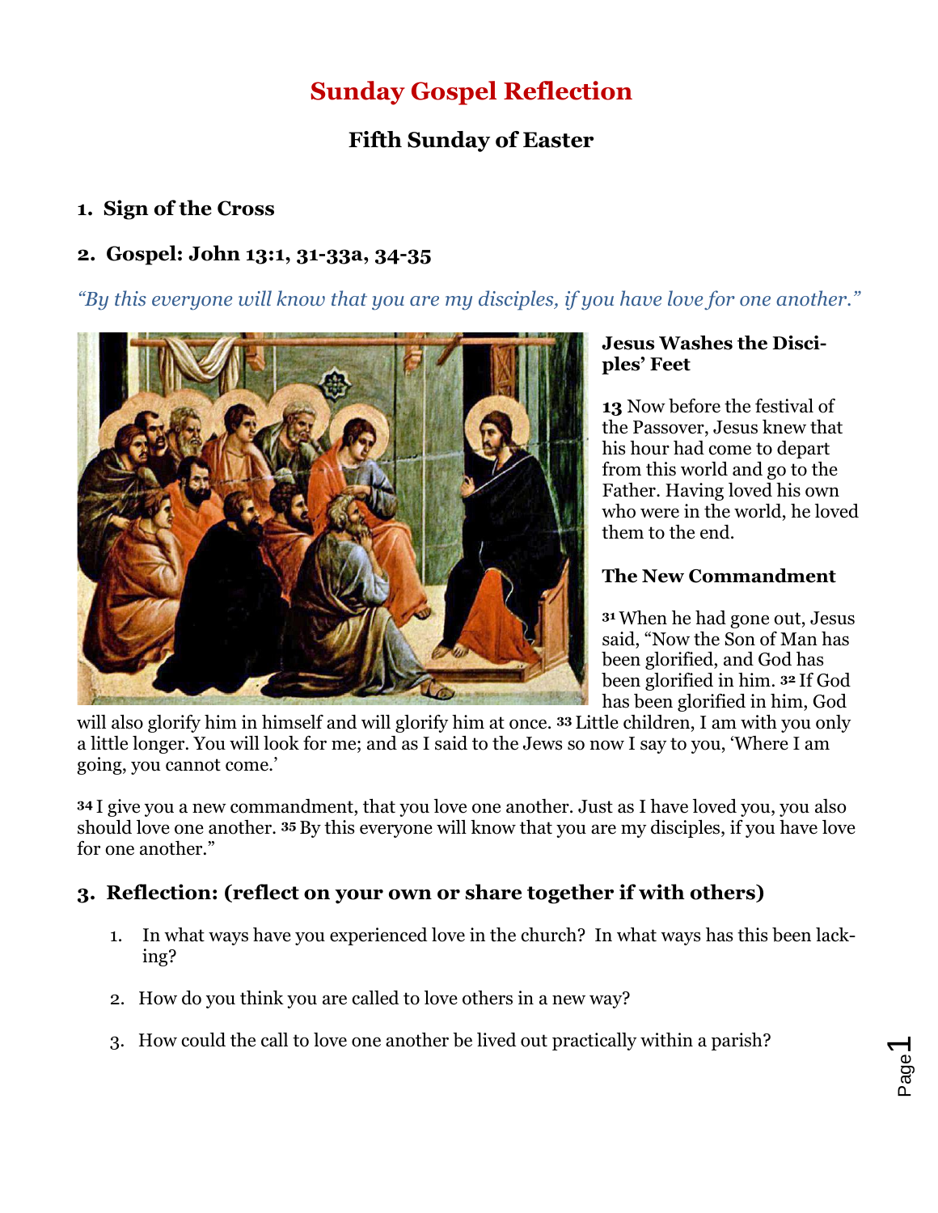# Sunday Gospel Reflection

## Fifth Sunday of Easter

### 1. Sign of the Cross

### 2. Gospel: John 13:1, 31-33a, 34-35

*"By this everyone will know that you are my disciples, if you have love for one another."*

**Jesus Washes the Disciples' Feet**

**13** Now before the festival of the Passover, Jesus knew that his hour had come to depart from this world and go to the Father. Having loved his own who were in the world, he loved them to the end.

**The New Commandment**

[31] When he had gone out, Jesus said, "Now the Son of Man has been glorified, and God has been glorified in him. [32] If God has been glorified in him, God will also glorify him in himself and will glorify him at once. [33] Little children, I am with you only a little longer. You will look for me; and as I said to the Jews so now I say to you, 'Where I am going, you cannot come.'

[34] I give you a new commandment, that you love one another. Just as I have loved you, you also should love one another. [35] By this everyone will know that you are my disciples, if you have love for one another."

### 3. Reflection: (reflect on your own or share together if with others)

1. In what ways have you experienced love in the church? In what ways has this been lacking?
2. How do you think you are called to love others in a new way?
3. How could the call to love one another be lived out practically within a parish?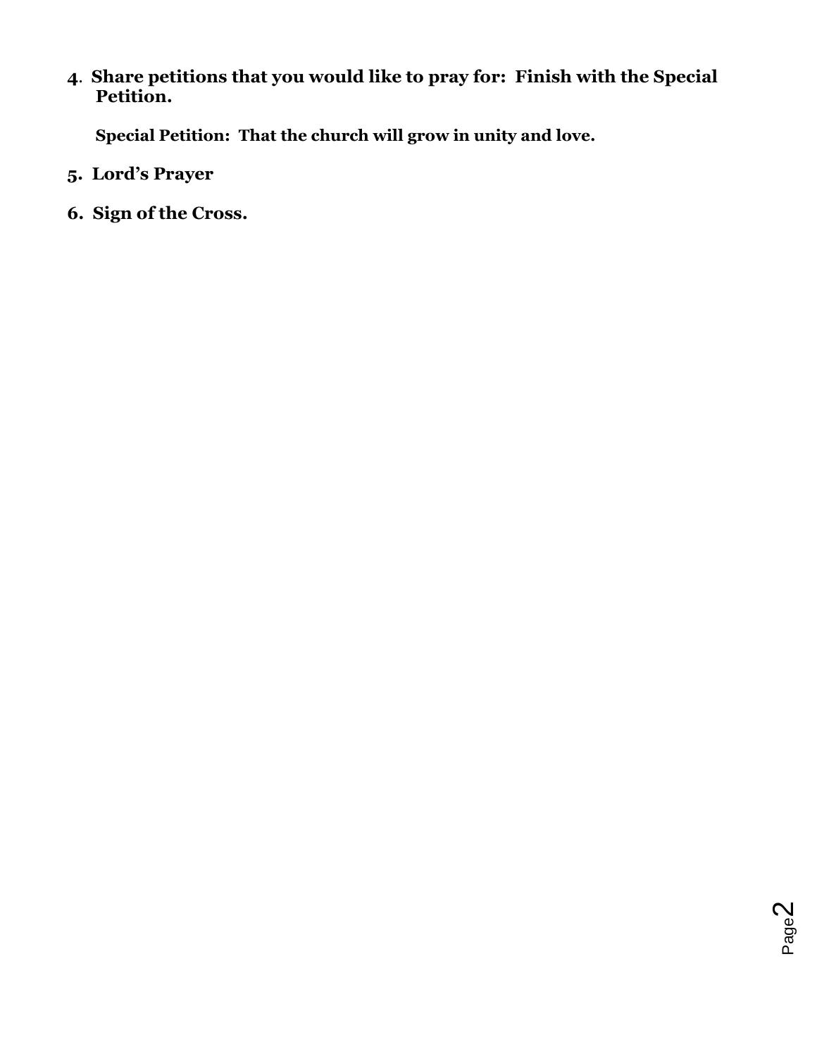**4. Share petitions that you would like to pray for: Finish with the Special Petition.**

**Special Petition: That the church will grow in unity and love.**

**5. Lord's Prayer**

**6. Sign of the Cross.**